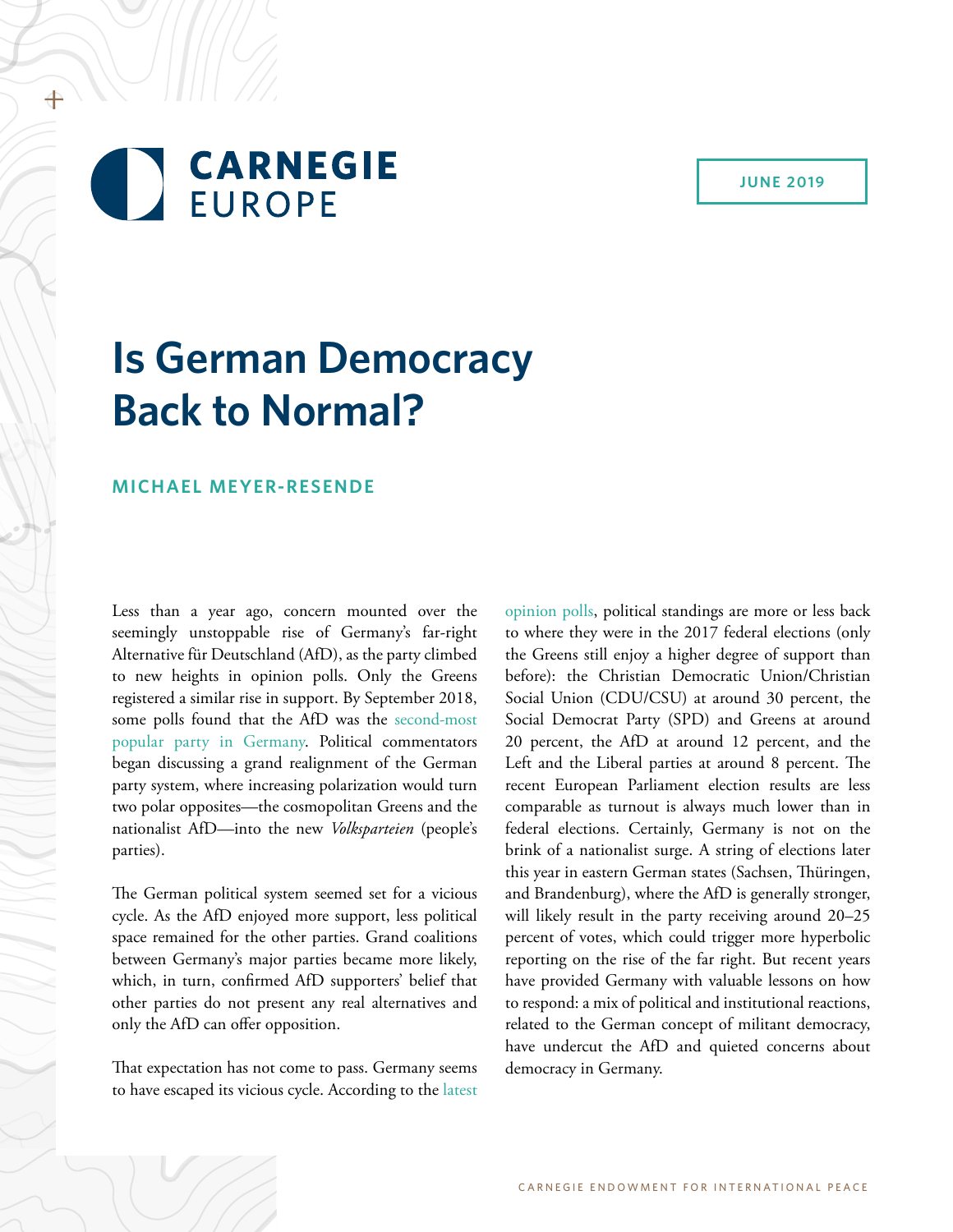CARNEGIE EUROPE

JUNE 2019

# Is German Democracy Back to Normal?

## MICHAEL MEYER-RESENDE

Less than a year ago, concern mounted over the seemingly unstoppable rise of Germany's far-right Alternative für Deutschland (AfD), as the party climbed to new heights in opinion polls. Only the Greens registered a similar rise in support. By September 2018, some polls found that the AfD was the second-most popular party in Germany. Political commentators began discussing a grand realignment of the German party system, where increasing polarization would turn two polar opposites—the cosmopolitan Greens and the nationalist AfD—into the new *Volksparteien* (people's parties).

The German political system seemed set for a vicious cycle. As the AfD enjoyed more support, less political space remained for the other parties. Grand coalitions between Germany's major parties became more likely, which, in turn, confirmed AfD supporters' belief that other parties do not present any real alternatives and only the AfD can offer opposition.

That expectation has not come to pass. Germany seems to have escaped its vicious cycle. According to the latest opinion polls, political standings are more or less back to where they were in the 2017 federal elections (only the Greens still enjoy a higher degree of support than before): the Christian Democratic Union/Christian Social Union (CDU/CSU) at around 30 percent, the Social Democrat Party (SPD) and Greens at around 20 percent, the AfD at around 12 percent, and the Left and the Liberal parties at around 8 percent. The recent European Parliament election results are less comparable as turnout is always much lower than in federal elections. Certainly, Germany is not on the brink of a nationalist surge. A string of elections later this year in eastern German states (Sachsen, Thüringen, and Brandenburg), where the AfD is generally stronger, will likely result in the party receiving around 20–25 percent of votes, which could trigger more hyperbolic reporting on the rise of the far right. But recent years have provided Germany with valuable lessons on how to respond: a mix of political and institutional reactions, related to the German concept of militant democracy, have undercut the AfD and quieted concerns about democracy in Germany.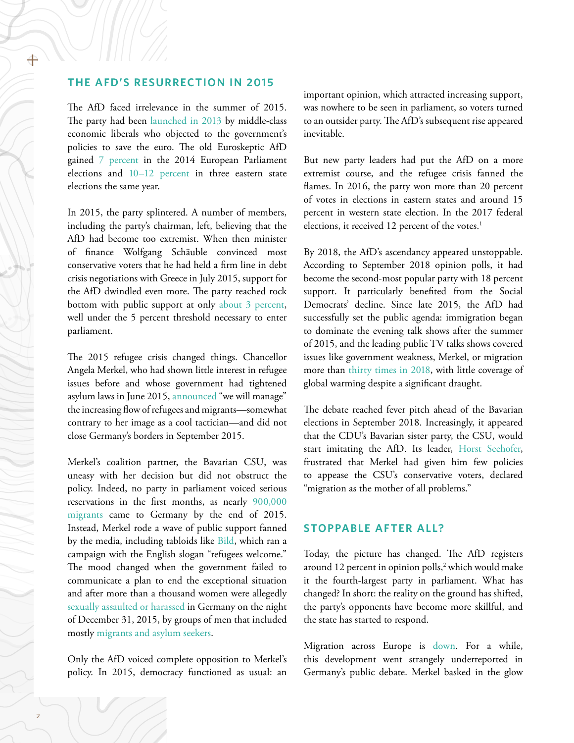## THE AFD'S RESURRECTION IN 2015

The AfD faced irrelevance in the summer of 2015. The party had been launched in 2013 by middle-class economic liberals who objected to the government's policies to save the euro. The old Euroskeptic AfD gained 7 percent in the 2014 European Parliament elections and 10–12 percent in three eastern state elections the same year.

In 2015, the party splintered. A number of members, including the party's chairman, left, believing that the AfD had become too extremist. When then minister of finance Wolfgang Schäuble convinced most conservative voters that he had held a firm line in debt crisis negotiations with Greece in July 2015, support for the AfD dwindled even more. The party reached rock bottom with public support at only about 3 percent, well under the 5 percent threshold necessary to enter parliament.

The 2015 refugee crisis changed things. Chancellor Angela Merkel, who had shown little interest in refugee issues before and whose government had tightened asylum laws in June 2015, announced "we will manage" the increasing flow of refugees and migrants—somewhat contrary to her image as a cool tactician—and did not close Germany's borders in September 2015.

Merkel's coalition partner, the Bavarian CSU, was uneasy with her decision but did not obstruct the policy. Indeed, no party in parliament voiced serious reservations in the first months, as nearly 900,000 migrants came to Germany by the end of 2015. Instead, Merkel rode a wave of public support fanned by the media, including tabloids like Bild, which ran a campaign with the English slogan "refugees welcome." The mood changed when the government failed to communicate a plan to end the exceptional situation and after more than a thousand women were allegedly sexually assaulted or harassed in Germany on the night of December 31, 2015, by groups of men that included mostly migrants and asylum seekers.

Only the AfD voiced complete opposition to Merkel's policy. In 2015, democracy functioned as usual: an important opinion, which attracted increasing support, was nowhere to be seen in parliament, so voters turned to an outsider party. The AfD's subsequent rise appeared inevitable.

But new party leaders had put the AfD on a more extremist course, and the refugee crisis fanned the flames. In 2016, the party won more than 20 percent of votes in elections in eastern states and around 15 percent in western state election. In the 2017 federal elections, it received 12 percent of the votes.[1]

By 2018, the AfD's ascendancy appeared unstoppable. According to September 2018 opinion polls, it had become the second-most popular party with 18 percent support. It particularly benefited from the Social Democrats' decline. Since late 2015, the AfD had successfully set the public agenda: immigration began to dominate the evening talk shows after the summer of 2015, and the leading public TV talks shows covered issues like government weakness, Merkel, or migration more than thirty times in 2018, with little coverage of global warming despite a significant draught.

The debate reached fever pitch ahead of the Bavarian elections in September 2018. Increasingly, it appeared that the CDU's Bavarian sister party, the CSU, would start imitating the AfD. Its leader, Horst Seehofer, frustrated that Merkel had given him few policies to appease the CSU's conservative voters, declared "migration as the mother of all problems."

## STOPPABLE AFTER ALL?

Today, the picture has changed. The AfD registers around 12 percent in opinion polls,[2] which would make it the fourth-largest party in parliament. What has changed? In short: the reality on the ground has shifted, the party's opponents have become more skillful, and the state has started to respond.

Migration across Europe is down. For a while, this development went strangely underreported in Germany's public debate. Merkel basked in the glow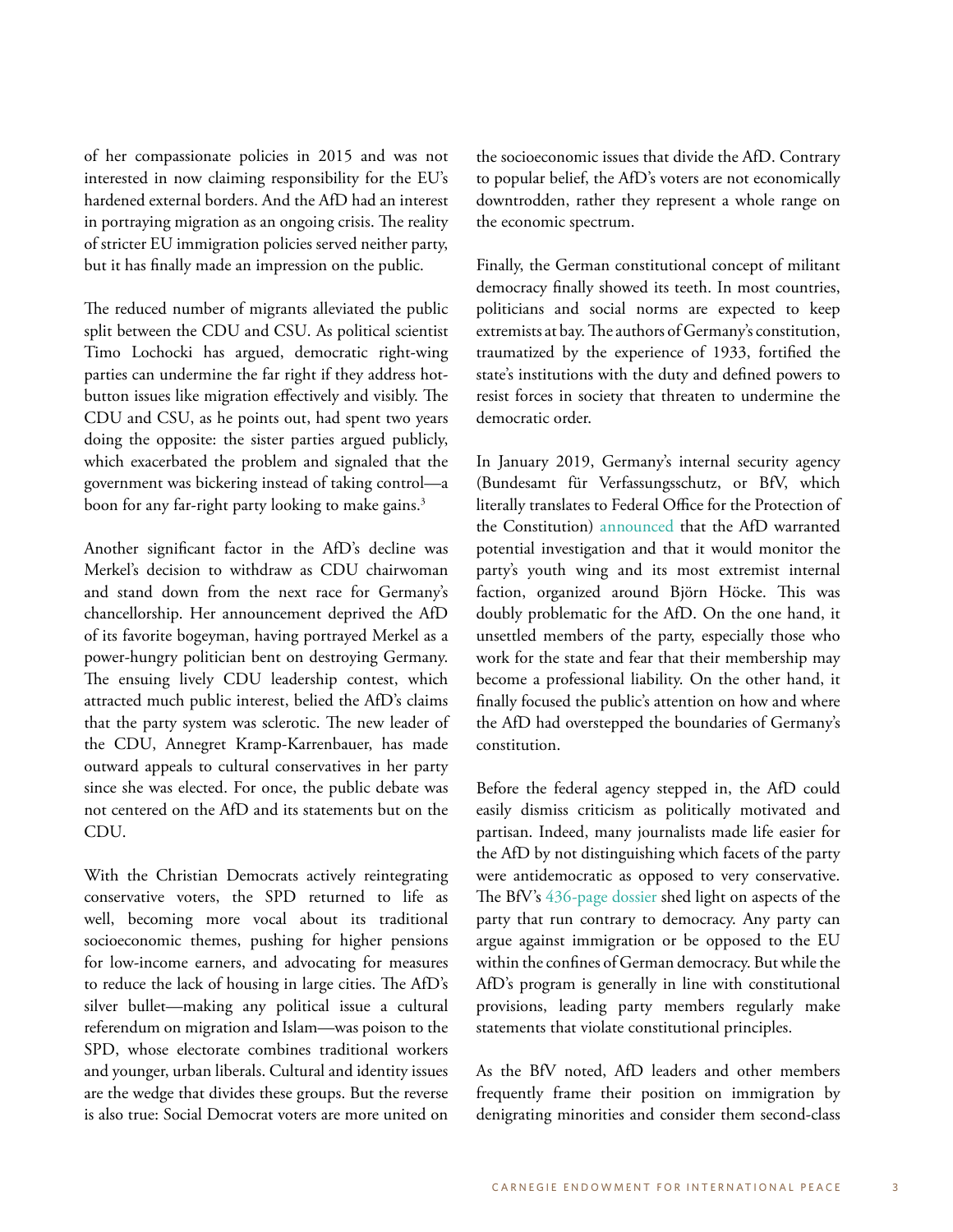of her compassionate policies in 2015 and was not interested in now claiming responsibility for the EU's hardened external borders. And the AfD had an interest in portraying migration as an ongoing crisis. The reality of stricter EU immigration policies served neither party, but it has finally made an impression on the public.

The reduced number of migrants alleviated the public split between the CDU and CSU. As political scientist Timo Lochocki has argued, democratic right-wing parties can undermine the far right if they address hot-button issues like migration effectively and visibly. The CDU and CSU, as he points out, had spent two years doing the opposite: the sister parties argued publicly, which exacerbated the problem and signaled that the government was bickering instead of taking control—a boon for any far-right party looking to make gains.[3]

Another significant factor in the AfD's decline was Merkel's decision to withdraw as CDU chairwoman and stand down from the next race for Germany's chancellorship. Her announcement deprived the AfD of its favorite bogeyman, having portrayed Merkel as a power-hungry politician bent on destroying Germany. The ensuing lively CDU leadership contest, which attracted much public interest, belied the AfD's claims that the party system was sclerotic. The new leader of the CDU, Annegret Kramp-Karrenbauer, has made outward appeals to cultural conservatives in her party since she was elected. For once, the public debate was not centered on the AfD and its statements but on the CDU.

With the Christian Democrats actively reintegrating conservative voters, the SPD returned to life as well, becoming more vocal about its traditional socioeconomic themes, pushing for higher pensions for low-income earners, and advocating for measures to reduce the lack of housing in large cities. The AfD's silver bullet—making any political issue a cultural referendum on migration and Islam—was poison to the SPD, whose electorate combines traditional workers and younger, urban liberals. Cultural and identity issues are the wedge that divides these groups. But the reverse is also true: Social Democrat voters are more united on the socioeconomic issues that divide the AfD. Contrary to popular belief, the AfD's voters are not economically downtrodden, rather they represent a whole range on the economic spectrum.

Finally, the German constitutional concept of militant democracy finally showed its teeth. In most countries, politicians and social norms are expected to keep extremists at bay. The authors of Germany's constitution, traumatized by the experience of 1933, fortified the state's institutions with the duty and defined powers to resist forces in society that threaten to undermine the democratic order.

In January 2019, Germany's internal security agency (Bundesamt für Verfassungsschutz, or BfV, which literally translates to Federal Office for the Protection of the Constitution) announced that the AfD warranted potential investigation and that it would monitor the party's youth wing and its most extremist internal faction, organized around Björn Höcke. This was doubly problematic for the AfD. On the one hand, it unsettled members of the party, especially those who work for the state and fear that their membership may become a professional liability. On the other hand, it finally focused the public's attention on how and where the AfD had overstepped the boundaries of Germany's constitution.

Before the federal agency stepped in, the AfD could easily dismiss criticism as politically motivated and partisan. Indeed, many journalists made life easier for the AfD by not distinguishing which facets of the party were antidemocratic as opposed to very conservative. The BfV's 436-page dossier shed light on aspects of the party that run contrary to democracy. Any party can argue against immigration or be opposed to the EU within the confines of German democracy. But while the AfD's program is generally in line with constitutional provisions, leading party members regularly make statements that violate constitutional principles.

As the BfV noted, AfD leaders and other members frequently frame their position on immigration by denigrating minorities and consider them second-class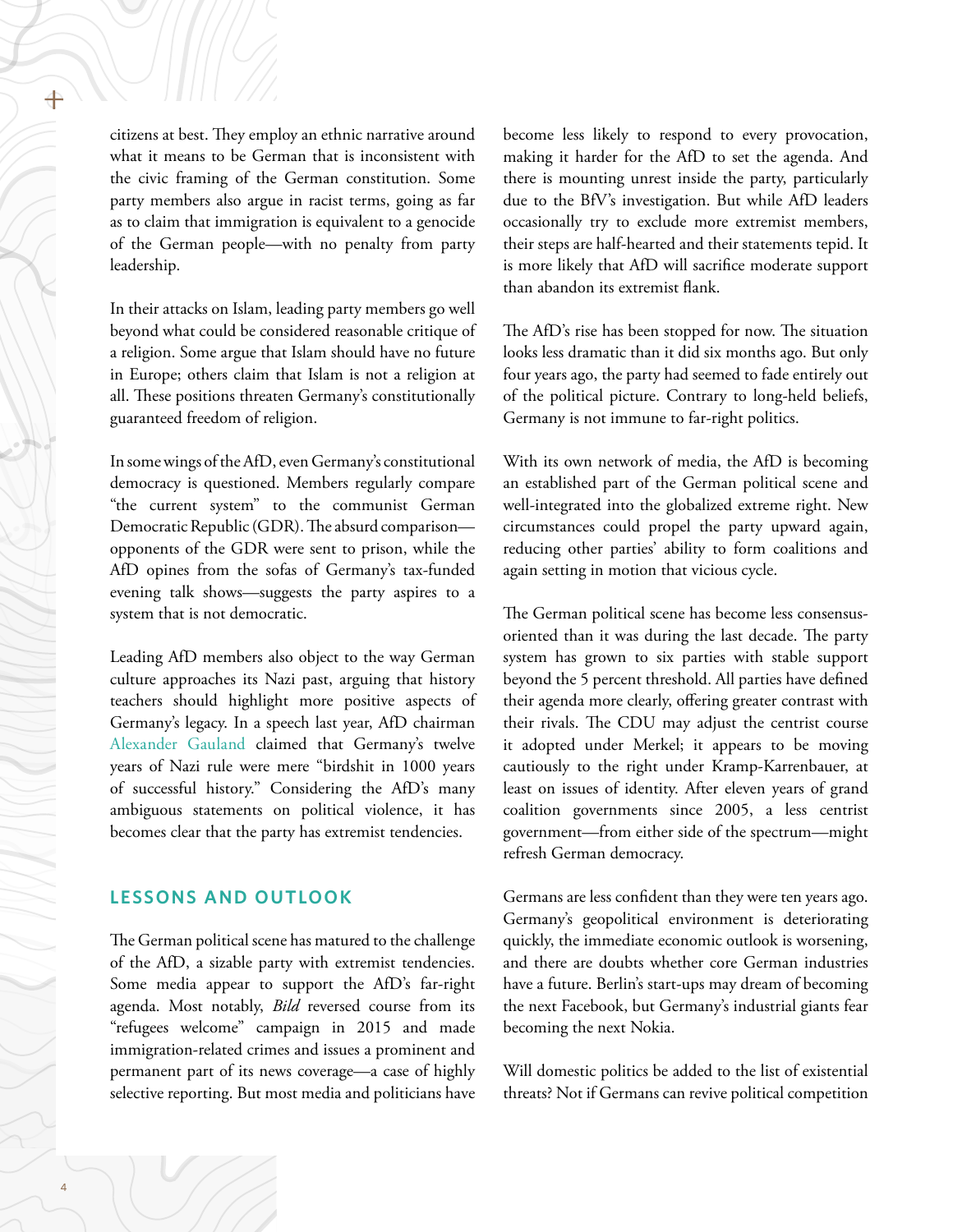citizens at best. They employ an ethnic narrative around what it means to be German that is inconsistent with the civic framing of the German constitution. Some party members also argue in racist terms, going as far as to claim that immigration is equivalent to a genocide of the German people—with no penalty from party leadership.

In their attacks on Islam, leading party members go well beyond what could be considered reasonable critique of a religion. Some argue that Islam should have no future in Europe; others claim that Islam is not a religion at all. These positions threaten Germany's constitutionally guaranteed freedom of religion.

In some wings of the AfD, even Germany's constitutional democracy is questioned. Members regularly compare "the current system" to the communist German Democratic Republic (GDR). The absurd comparison—opponents of the GDR were sent to prison, while the AfD opines from the sofas of Germany's tax-funded evening talk shows—suggests the party aspires to a system that is not democratic.

Leading AfD members also object to the way German culture approaches its Nazi past, arguing that history teachers should highlight more positive aspects of Germany's legacy. In a speech last year, AfD chairman Alexander Gauland claimed that Germany's twelve years of Nazi rule were mere "birdshit in 1000 years of successful history." Considering the AfD's many ambiguous statements on political violence, it has becomes clear that the party has extremist tendencies.

## LESSONS AND OUTLOOK

The German political scene has matured to the challenge of the AfD, a sizable party with extremist tendencies. Some media appear to support the AfD's far-right agenda. Most notably, *Bild* reversed course from its "refugees welcome" campaign in 2015 and made immigration-related crimes and issues a prominent and permanent part of its news coverage—a case of highly selective reporting. But most media and politicians have become less likely to respond to every provocation, making it harder for the AfD to set the agenda. And there is mounting unrest inside the party, particularly due to the BfV's investigation. But while AfD leaders occasionally try to exclude more extremist members, their steps are half-hearted and their statements tepid. It is more likely that AfD will sacrifice moderate support than abandon its extremist flank.

The AfD's rise has been stopped for now. The situation looks less dramatic than it did six months ago. But only four years ago, the party had seemed to fade entirely out of the political picture. Contrary to long-held beliefs, Germany is not immune to far-right politics.

With its own network of media, the AfD is becoming an established part of the German political scene and well-integrated into the globalized extreme right. New circumstances could propel the party upward again, reducing other parties' ability to form coalitions and again setting in motion that vicious cycle.

The German political scene has become less consensus-oriented than it was during the last decade. The party system has grown to six parties with stable support beyond the 5 percent threshold. All parties have defined their agenda more clearly, offering greater contrast with their rivals. The CDU may adjust the centrist course it adopted under Merkel; it appears to be moving cautiously to the right under Kramp-Karrenbauer, at least on issues of identity. After eleven years of grand coalition governments since 2005, a less centrist government—from either side of the spectrum—might refresh German democracy.

Germans are less confident than they were ten years ago. Germany's geopolitical environment is deteriorating quickly, the immediate economic outlook is worsening, and there are doubts whether core German industries have a future. Berlin's start-ups may dream of becoming the next Facebook, but Germany's industrial giants fear becoming the next Nokia.

Will domestic politics be added to the list of existential threats? Not if Germans can revive political competition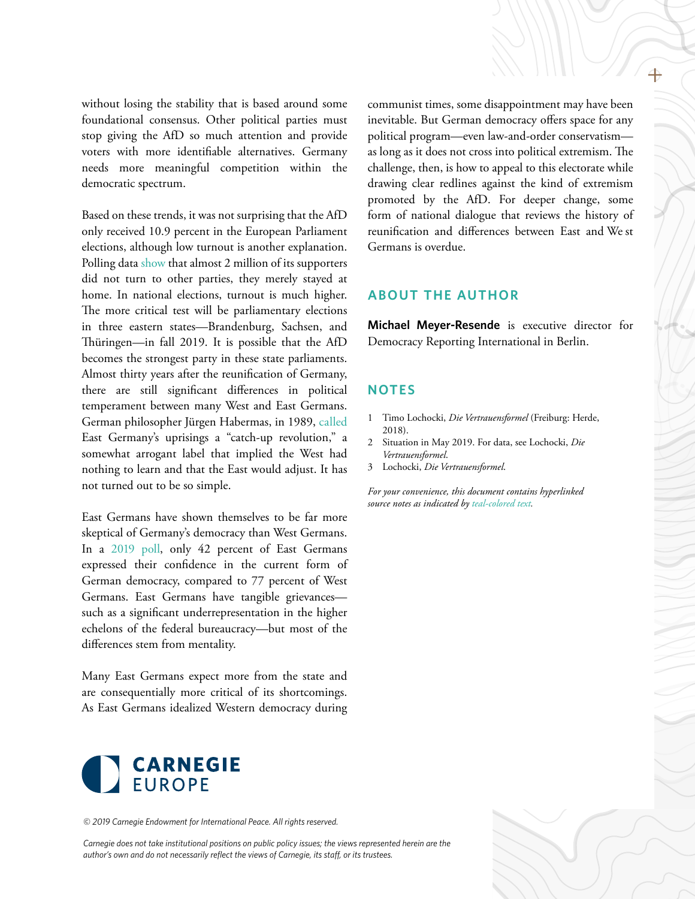without losing the stability that is based around some foundational consensus. Other political parties must stop giving the AfD so much attention and provide voters with more identifiable alternatives. Germany needs more meaningful competition within the democratic spectrum.

Based on these trends, it was not surprising that the AfD only received 10.9 percent in the European Parliament elections, although low turnout is another explanation. Polling data show that almost 2 million of its supporters did not turn to other parties, they merely stayed at home. In national elections, turnout is much higher. The more critical test will be parliamentary elections in three eastern states—Brandenburg, Sachsen, and Thüringen—in fall 2019. It is possible that the AfD becomes the strongest party in these state parliaments. Almost thirty years after the reunification of Germany, there are still significant differences in political temperament between many West and East Germans. German philosopher Jürgen Habermas, in 1989, called East Germany's uprisings a "catch-up revolution," a somewhat arrogant label that implied the West had nothing to learn and that the East would adjust. It has not turned out to be so simple.

East Germans have shown themselves to be far more skeptical of Germany's democracy than West Germans. In a 2019 poll, only 42 percent of East Germans expressed their confidence in the current form of German democracy, compared to 77 percent of West Germans. East Germans have tangible grievances—such as a significant underrepresentation in the higher echelons of the federal bureaucracy—but most of the differences stem from mentality.

Many East Germans expect more from the state and are consequentially more critical of its shortcomings. As East Germans idealized Western democracy during communist times, some disappointment may have been inevitable. But German democracy offers space for any political program—even law-and-order conservatism—as long as it does not cross into political extremism. The challenge, then, is how to appeal to this electorate while drawing clear redlines against the kind of extremism promoted by the AfD. For deeper change, some form of national dialogue that reviews the history of reunification and differences between East and West Germans is overdue.

## ABOUT THE AUTHOR

**Michael Meyer-Resende** is executive director for Democracy Reporting International in Berlin.

## NOTES

1. Timo Lochocki, *Die Vertrauensformel* (Freiburg: Herde, 2018).
2. Situation in May 2019. For data, see Lochocki, *Die Vertrauensformel*.
3. Lochocki, *Die Vertrauensformel*.

*For your convenience, this document contains hyperlinked source notes as indicated by teal-colored text.*

CARNEGIE EUROPE

*© 2019 Carnegie Endowment for International Peace. All rights reserved.*

*Carnegie does not take institutional positions on public policy issues; the views represented herein are the author's own and do not necessarily reflect the views of Carnegie, its staff, or its trustees.*